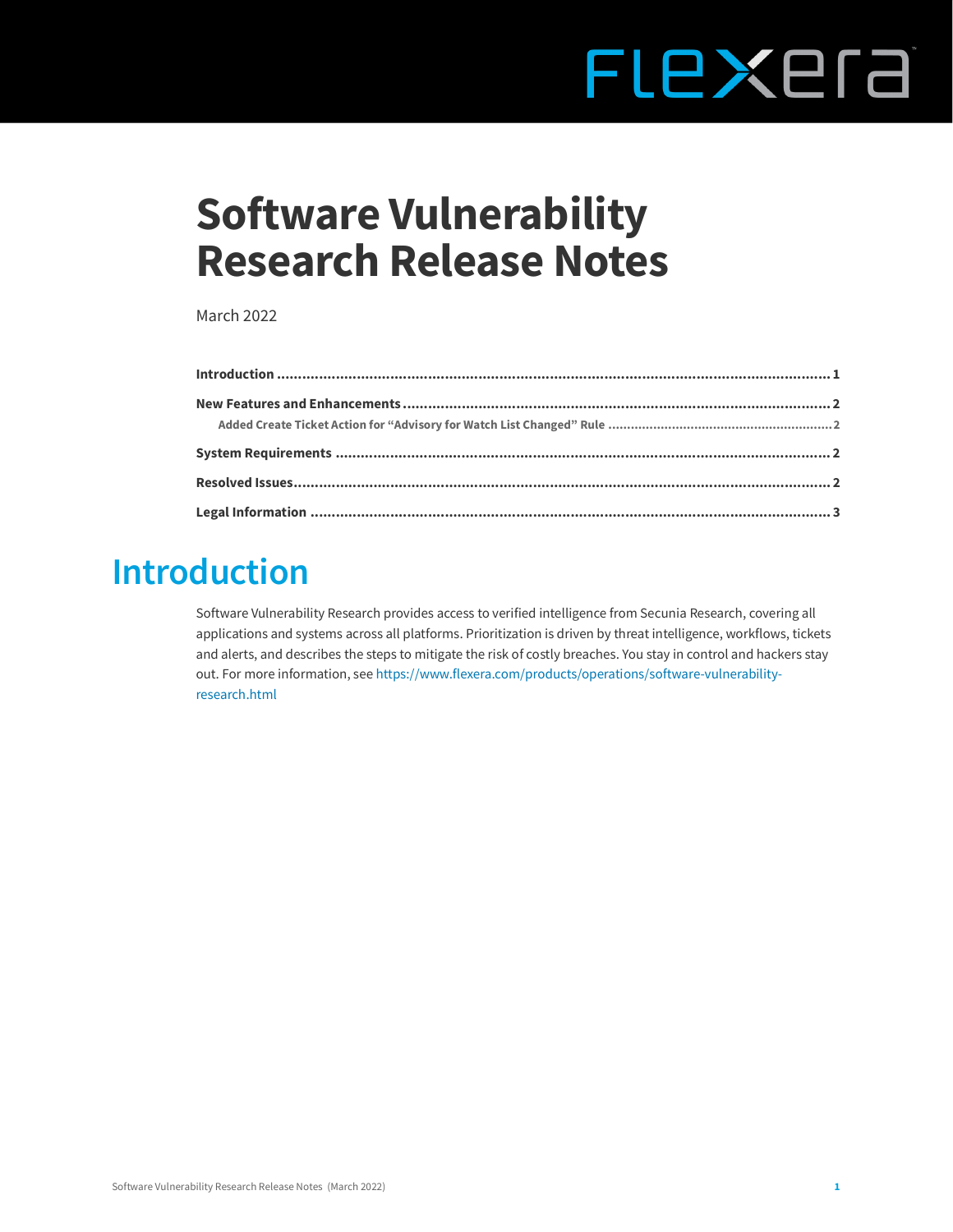# Software Vulnerability Research Release Notes

March 2022

**Introduction** .......... 1

**New Features and Enhancements** .......... 2

Added Create Ticket Action for "Advisory for Watch List Changed" Rule .......... 2

**System Requirements** .......... 2

**Resolved Issues** .......... 2

**Legal Information** .......... 3

## Introduction

Software Vulnerability Research provides access to verified intelligence from Secunia Research, covering all applications and systems across all platforms. Prioritization is driven by threat intelligence, workflows, tickets and alerts, and describes the steps to mitigate the risk of costly breaches. You stay in control and hackers stay out. For more information, see https://www.flexera.com/products/operations/software-vulnerability-research.html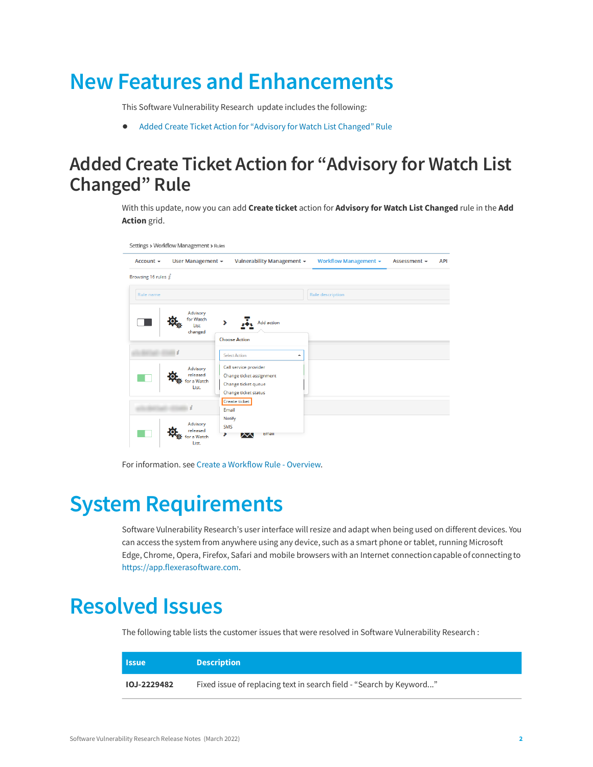# New Features and Enhancements

This Software Vulnerability Research update includes the following:

- Added Create Ticket Action for “Advisory for Watch List Changed” Rule

## Added Create Ticket Action for “Advisory for Watch List Changed” Rule

With this update, now you can add **Create ticket** action for **Advisory for Watch List Changed** rule in the **Add Action** grid.

For information. see Create a Workflow Rule - Overview.

# System Requirements

Software Vulnerability Research’s user interface will resize and adapt when being used on different devices. You can access the system from anywhere using any device, such as a smart phone or tablet, running Microsoft Edge, Chrome, Opera, Firefox, Safari and mobile browsers with an Internet connection capable of connecting to https://app.flexerasoftware.com.

# Resolved Issues

The following table lists the customer issues that were resolved in Software Vulnerability Research :

| Issue | Description |
| --- | --- |
| **IOJ-2229482** | Fixed issue of replacing text in search field - “Search by Keyword...” |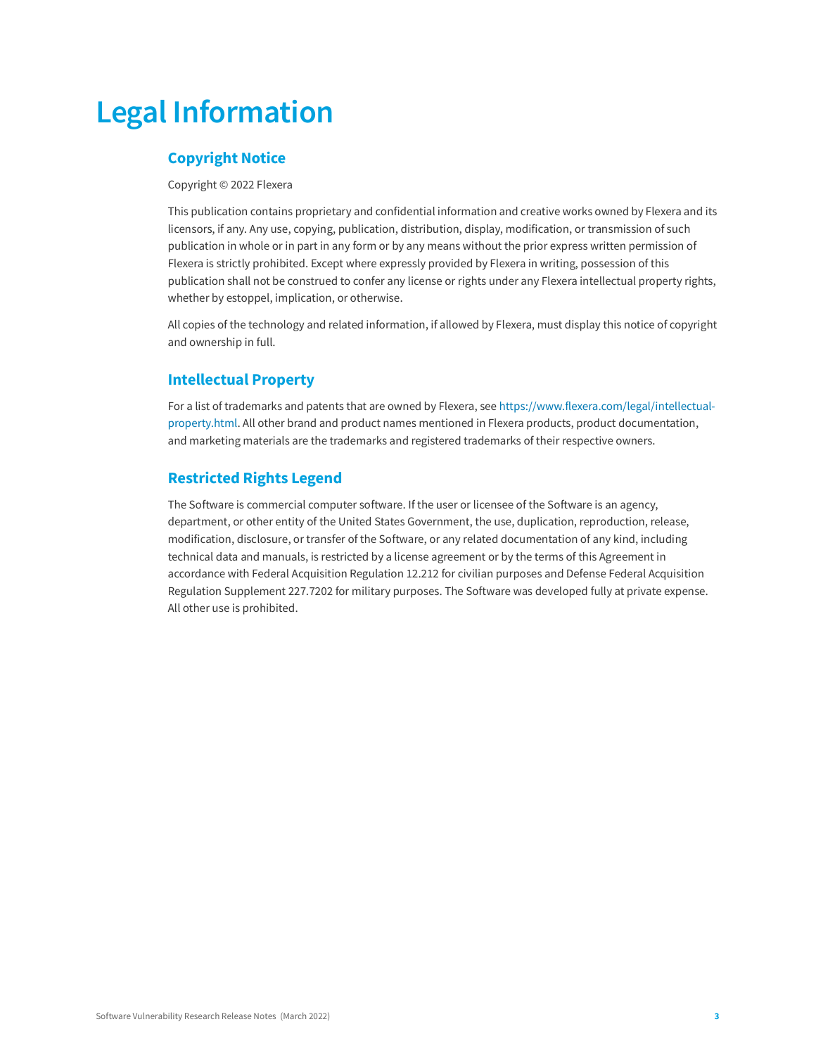# Legal Information

## Copyright Notice

Copyright © 2022 Flexera

This publication contains proprietary and confidential information and creative works owned by Flexera and its licensors, if any. Any use, copying, publication, distribution, display, modification, or transmission of such publication in whole or in part in any form or by any means without the prior express written permission of Flexera is strictly prohibited. Except where expressly provided by Flexera in writing, possession of this publication shall not be construed to confer any license or rights under any Flexera intellectual property rights, whether by estoppel, implication, or otherwise.

All copies of the technology and related information, if allowed by Flexera, must display this notice of copyright and ownership in full.

## Intellectual Property

For a list of trademarks and patents that are owned by Flexera, see https://www.flexera.com/legal/intellectual-property.html. All other brand and product names mentioned in Flexera products, product documentation, and marketing materials are the trademarks and registered trademarks of their respective owners.

## Restricted Rights Legend

The Software is commercial computer software. If the user or licensee of the Software is an agency, department, or other entity of the United States Government, the use, duplication, reproduction, release, modification, disclosure, or transfer of the Software, or any related documentation of any kind, including technical data and manuals, is restricted by a license agreement or by the terms of this Agreement in accordance with Federal Acquisition Regulation 12.212 for civilian purposes and Defense Federal Acquisition Regulation Supplement 227.7202 for military purposes. The Software was developed fully at private expense. All other use is prohibited.